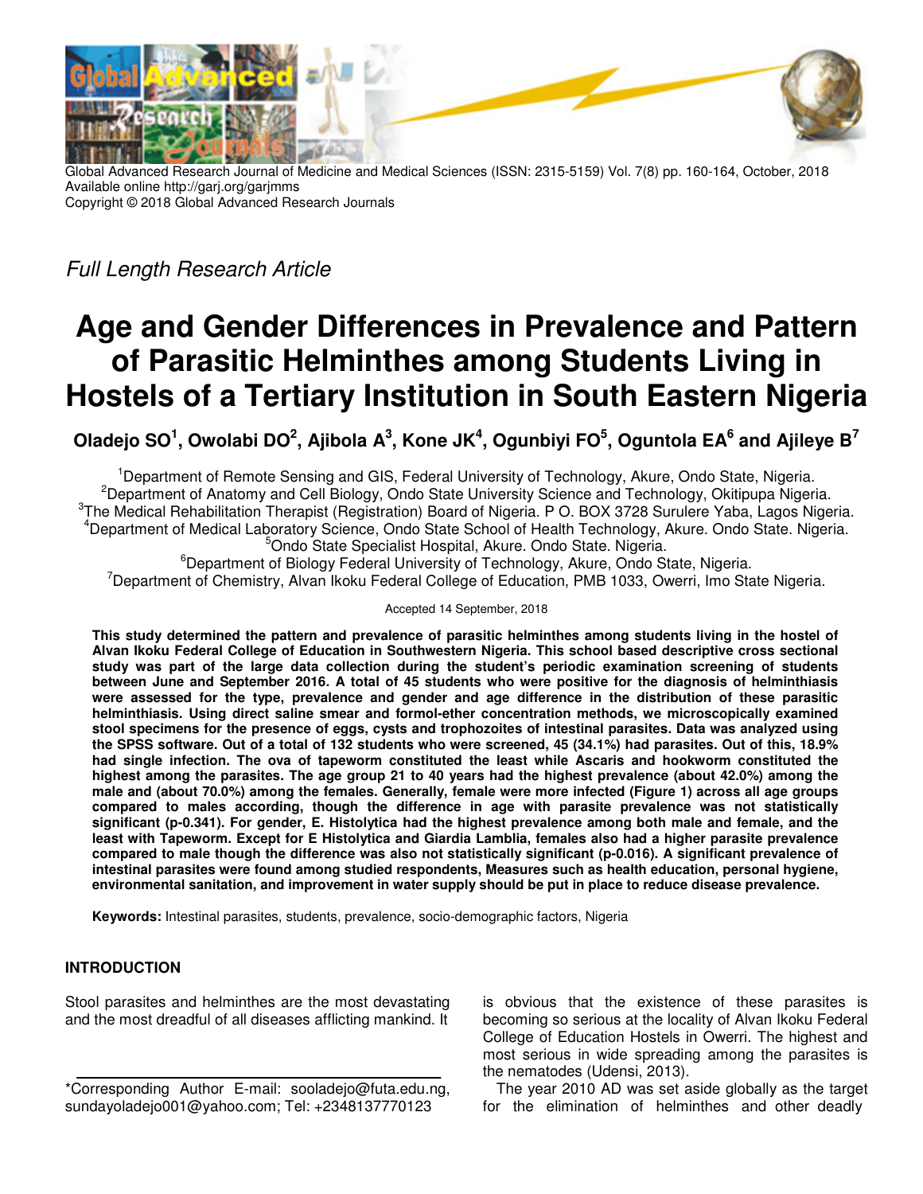Global Advanced Research Journal of Medicine and Medical Sciences (ISSN: 2315-5159) Vol. 7(8) pp. 160-164, October, 2018
Available online http://garj.org/garjmms
Copyright © 2018 Global Advanced Research Journals

*Full Length Research Article*

# Age and Gender Differences in Prevalence and Pattern of Parasitic Helminthes among Students Living in Hostels of a Tertiary Institution in South Eastern Nigeria

**Oladejo SO[1], Owolabi DO[2], Ajibola A[3], Kone JK[4], Ogunbiyi FO[5], Oguntola EA[6] and Ajileye B[7]**

[1]Department of Remote Sensing and GIS, Federal University of Technology, Akure, Ondo State, Nigeria.
[2]Department of Anatomy and Cell Biology, Ondo State University Science and Technology, Okitipupa Nigeria.
[3]The Medical Rehabilitation Therapist (Registration) Board of Nigeria. P O. BOX 3728 Surulere Yaba, Lagos Nigeria.
[4]Department of Medical Laboratory Science, Ondo State School of Health Technology, Akure. Ondo State. Nigeria.
[5]Ondo State Specialist Hospital, Akure. Ondo State. Nigeria.
[6]Department of Biology Federal University of Technology, Akure, Ondo State, Nigeria.
[7]Department of Chemistry, Alvan Ikoku Federal College of Education, PMB 1033, Owerri, Imo State Nigeria.

Accepted 14 September, 2018

**This study determined the pattern and prevalence of parasitic helminthes among students living in the hostel of Alvan Ikoku Federal College of Education in Southwestern Nigeria. This school based descriptive cross sectional study was part of the large data collection during the student's periodic examination screening of students between June and September 2016. A total of 45 students who were positive for the diagnosis of helminthiasis were assessed for the type, prevalence and gender and age difference in the distribution of these parasitic helminthiasis. Using direct saline smear and formol-ether concentration methods, we microscopically examined stool specimens for the presence of eggs, cysts and trophozoites of intestinal parasites. Data was analyzed using the SPSS software. Out of a total of 132 students who were screened, 45 (34.1%) had parasites. Out of this, 18.9% had single infection. The ova of tapeworm constituted the least while Ascaris and hookworm constituted the highest among the parasites. The age group 21 to 40 years had the highest prevalence (about 42.0%) among the male and (about 70.0%) among the females. Generally, female were more infected (Figure 1) across all age groups compared to males according, though the difference in age with parasite prevalence was not statistically significant (p-0.341). For gender, E. Histolytica had the highest prevalence among both male and female, and the least with Tapeworm. Except for E Histolytica and Giardia Lamblia, females also had a higher parasite prevalence compared to male though the difference was also not statistically significant (p-0.016). A significant prevalence of intestinal parasites were found among studied respondents, Measures such as health education, personal hygiene, environmental sanitation, and improvement in water supply should be put in place to reduce disease prevalence.**

**Keywords:** Intestinal parasites, students, prevalence, socio-demographic factors, Nigeria

## INTRODUCTION

Stool parasites and helminthes are the most devastating and the most dreadful of all diseases afflicting mankind. It is obvious that the existence of these parasites is becoming so serious at the locality of Alvan Ikoku Federal College of Education Hostels in Owerri. The highest and most serious in wide spreading among the parasites is the nematodes (Udensi, 2013).

The year 2010 AD was set aside globally as the target for the elimination of helminthes and other deadly

*Corresponding Author E-mail: sooladejo@futa.edu.ng, sundayoladejo001@yahoo.com; Tel: +2348137770123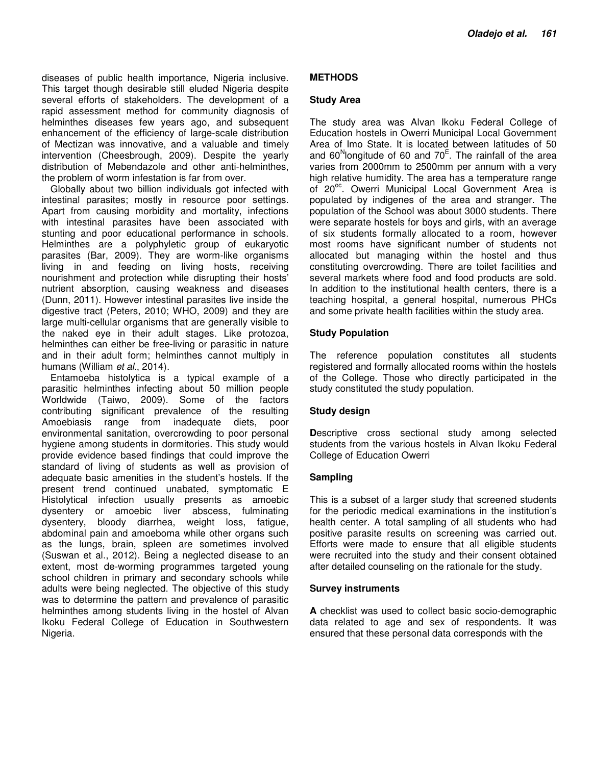diseases of public health importance, Nigeria inclusive. This target though desirable still eluded Nigeria despite several efforts of stakeholders. The development of a rapid assessment method for community diagnosis of helminthes diseases few years ago, and subsequent enhancement of the efficiency of large-scale distribution of Mectizan was innovative, and a valuable and timely intervention (Cheesbrough, 2009). Despite the yearly distribution of Mebendazole and other anti-helminthes, the problem of worm infestation is far from over.

Globally about two billion individuals got infected with intestinal parasites; mostly in resource poor settings. Apart from causing morbidity and mortality, infections with intestinal parasites have been associated with stunting and poor educational performance in schools. Helminthes are a polyphyletic group of eukaryotic parasites (Bar, 2009). They are worm-like organisms living in and feeding on living hosts, receiving nourishment and protection while disrupting their hosts' nutrient absorption, causing weakness and diseases (Dunn, 2011). However intestinal parasites live inside the digestive tract (Peters, 2010; WHO, 2009) and they are large multi-cellular organisms that are generally visible to the naked eye in their adult stages. Like protozoa, helminthes can either be free-living or parasitic in nature and in their adult form; helminthes cannot multiply in humans (William *et al*., 2014).

Entamoeba histolytica is a typical example of a parasitic helminthes infecting about 50 million people Worldwide (Taiwo, 2009). Some of the factors contributing significant prevalence of the resulting Amoebiasis range from inadequate diets, poor environmental sanitation, overcrowding to poor personal hygiene among students in dormitories. This study would provide evidence based findings that could improve the standard of living of students as well as provision of adequate basic amenities in the student's hostels. If the present trend continued unabated, symptomatic E Histolytical infection usually presents as amoebic dysentery or amoebic liver abscess, fulminating dysentery, bloody diarrhea, weight loss, fatigue, abdominal pain and amoeboma while other organs such as the lungs, brain, spleen are sometimes involved (Suswan et al., 2012). Being a neglected disease to an extent, most de-worming programmes targeted young school children in primary and secondary schools while adults were being neglected. The objective of this study was to determine the pattern and prevalence of parasitic helminthes among students living in the hostel of Alvan Ikoku Federal College of Education in Southwestern Nigeria.

## METHODS

### Study Area

The study area was Alvan Ikoku Federal College of Education hostels in Owerri Municipal Local Government Area of Imo State. It is located between latitudes of 50 and 60$^{N}$longitude of 60 and 70$^{E}$. The rainfall of the area varies from 2000mm to 2500mm per annum with a very high relative humidity. The area has a temperature range of 20$^{oc}$. Owerri Municipal Local Government Area is populated by indigenes of the area and stranger. The population of the School was about 3000 students. There were separate hostels for boys and girls, with an average of six students formally allocated to a room, however most rooms have significant number of students not allocated but managing within the hostel and thus constituting overcrowding. There are toilet facilities and several markets where food and food products are sold. In addition to the institutional health centers, there is a teaching hospital, a general hospital, numerous PHCs and some private health facilities within the study area.

### Study Population

The reference population constitutes all students registered and formally allocated rooms within the hostels of the College. Those who directly participated in the study constituted the study population.

### Study design

**D**escriptive cross sectional study among selected students from the various hostels in Alvan Ikoku Federal College of Education Owerri

### Sampling

This is a subset of a larger study that screened students for the periodic medical examinations in the institution's health center. A total sampling of all students who had positive parasite results on screening was carried out. Efforts were made to ensure that all eligible students were recruited into the study and their consent obtained after detailed counseling on the rationale for the study.

### Survey instruments

**A** checklist was used to collect basic socio-demographic data related to age and sex of respondents. It was ensured that these personal data corresponds with the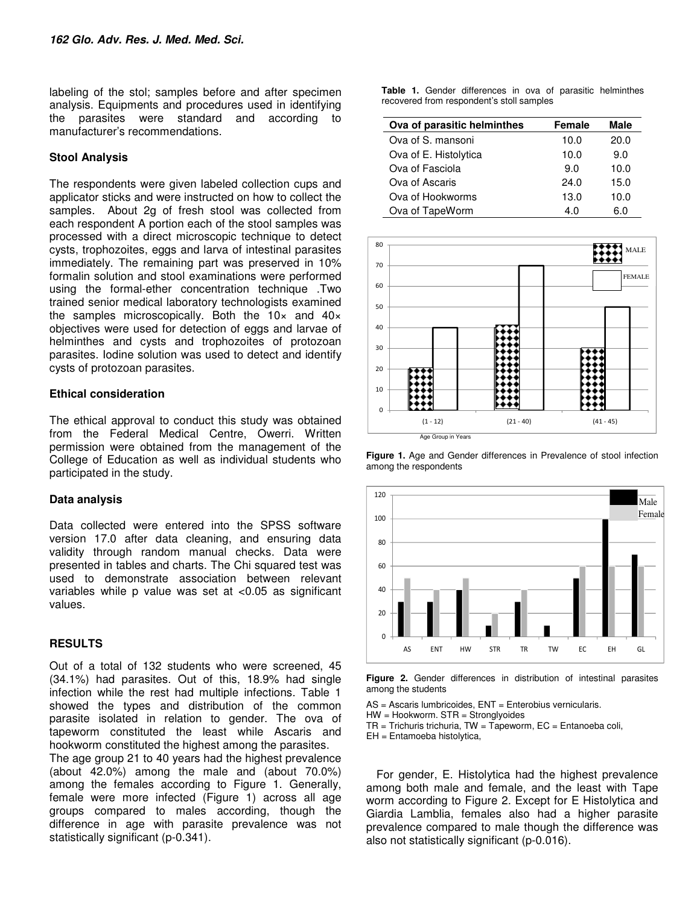labeling of the stol; samples before and after specimen analysis. Equipments and procedures used in identifying the parasites were standard and according to manufacturer's recommendations.

**Stool Analysis**

The respondents were given labeled collection cups and applicator sticks and were instructed on how to collect the samples. About 2g of fresh stool was collected from each respondent A portion each of the stool samples was processed with a direct microscopic technique to detect cysts, trophozoites, eggs and larva of intestinal parasites immediately. The remaining part was preserved in 10% formalin solution and stool examinations were performed using the formal-ether concentration technique .Two trained senior medical laboratory technologists examined the samples microscopically. Both the 10× and 40× objectives were used for detection of eggs and larvae of helminthes and cysts and trophozoites of protozoan parasites. Iodine solution was used to detect and identify cysts of protozoan parasites.

**Ethical consideration**

The ethical approval to conduct this study was obtained from the Federal Medical Centre, Owerri. Written permission were obtained from the management of the College of Education as well as individual students who participated in the study.

**Data analysis**

Data collected were entered into the SPSS software version 17.0 after data cleaning, and ensuring data validity through random manual checks. Data were presented in tables and charts. The Chi squared test was used to demonstrate association between relevant variables while p value was set at <0.05 as significant values.

## RESULTS

Out of a total of 132 students who were screened, 45 (34.1%) had parasites. Out of this, 18.9% had single infection while the rest had multiple infections. Table 1 showed the types and distribution of the common parasite isolated in relation to gender. The ova of tapeworm constituted the least while Ascaris and hookworm constituted the highest among the parasites.

The age group 21 to 40 years had the highest prevalence (about 42.0%) among the male and (about 70.0%) among the females according to Figure 1. Generally, female were more infected (Figure 1) across all age groups compared to males according, though the difference in age with parasite prevalence was not statistically significant (p-0.341).

**Table 1.** Gender differences in ova of parasitic helminthes recovered from respondent's stoll samples

| Ova of parasitic helminthes | Female | Male |
|---|---|---|
| Ova of S. mansoni | 10.0 | 20.0 |
| Ova of E. Histolytica | 10.0 | 9.0 |
| Ova of Fasciola | 9.0 | 10.0 |
| Ova of Ascaris | 24.0 | 15.0 |
| Ova of Hookworms | 13.0 | 10.0 |
| Ova of TapeWorm | 4.0 | 6.0 |

**Figure 1.** Age and Gender differences in Prevalence of stool infection among the respondents

**Figure 2.** Gender differences in distribution of intestinal parasites among the students

AS = Ascaris lumbricoides, ENT = Enterobius vernicularis.
HW = Hookworm. STR = Stronglyoides
TR = Trichuris trichuria, TW = Tapeworm, EC = Entanoeba coli,
EH = Entamoeba histolytica,

For gender, E. Histolytica had the highest prevalence among both male and female, and the least with Tape worm according to Figure 2. Except for E Histolytica and Giardia Lamblia, females also had a higher parasite prevalence compared to male though the difference was also not statistically significant (p-0.016).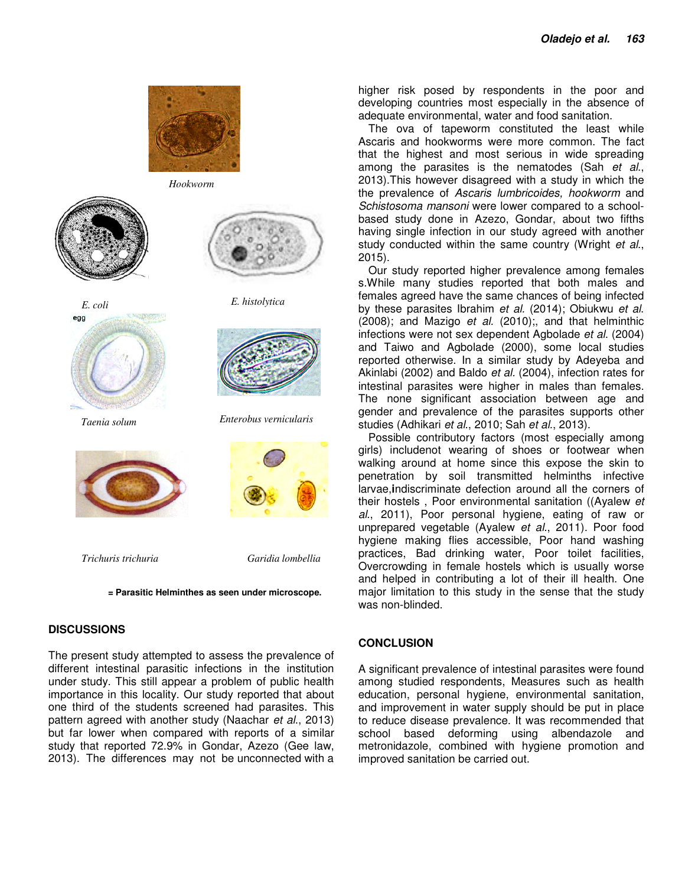Hookworm

E. coli

E. histolytica

Taenia solum

Enterobus vernicularis

Trichuris trichuria

Garidia lombellia

**= Parasitic Helminthes as seen under microscope.**

## DISCUSSIONS

The present study attempted to assess the prevalence of different intestinal parasitic infections in the institution under study. This still appear a problem of public health importance in this locality. Our study reported that about one third of the students screened had parasites. This pattern agreed with another study (Naachar *et al*., 2013) but far lower when compared with reports of a similar study that reported 72.9% in Gondar, Azezo (Gee law, 2013). The differences may not be unconnected with a higher risk posed by respondents in the poor and developing countries most especially in the absence of adequate environmental, water and food sanitation.

The ova of tapeworm constituted the least while Ascaris and hookworms were more common. The fact that the highest and most serious in wide spreading among the parasites is the nematodes (Sah *et al*., 2013).This however disagreed with a study in which the the prevalence of *Ascaris lumbricoides, hookworm* and *Schistosoma mansoni* were lower compared to a school-based study done in Azezo, Gondar, about two fifths having single infection in our study agreed with another study conducted within the same country (Wright *et al*., 2015).

Our study reported higher prevalence among females s.While many studies reported that both males and females agreed have the same chances of being infected by these parasites Ibrahim *et al.* (2014); Obiukwu *et al.* (2008); and Mazigo *et al.* (2010);, and that helminthic infections were not sex dependent Agbolade *et al.* (2004) and Taiwo and Agbolade (2000), some local studies reported otherwise. In a similar study by Adeyeba and Akinlabi (2002) and Baldo *et al.* (2004), infection rates for intestinal parasites were higher in males than females. The none significant association between age and gender and prevalence of the parasites supports other studies (Adhikari *et al*., 2010; Sah *et al*., 2013).

Possible contributory factors (most especially among girls) includenot wearing of shoes or footwear when walking around at home since this expose the skin to penetration by soil transmitted helminths infective larvae,**i**ndiscriminate defection around all the corners of their hostels , Poor environmental sanitation ((Ayalew *et al*., 2011), Poor personal hygiene, eating of raw or unprepared vegetable (Ayalew *et al*., 2011). Poor food hygiene making flies accessible, Poor hand washing practices, Bad drinking water, Poor toilet facilities, Overcrowding in female hostels which is usually worse and helped in contributing a lot of their ill health. One major limitation to this study in the sense that the study was non-blinded.

## CONCLUSION

A significant prevalence of intestinal parasites were found among studied respondents, Measures such as health education, personal hygiene, environmental sanitation, and improvement in water supply should be put in place to reduce disease prevalence. It was recommended that school based deforming using albendazole and metronidazole, combined with hygiene promotion and improved sanitation be carried out.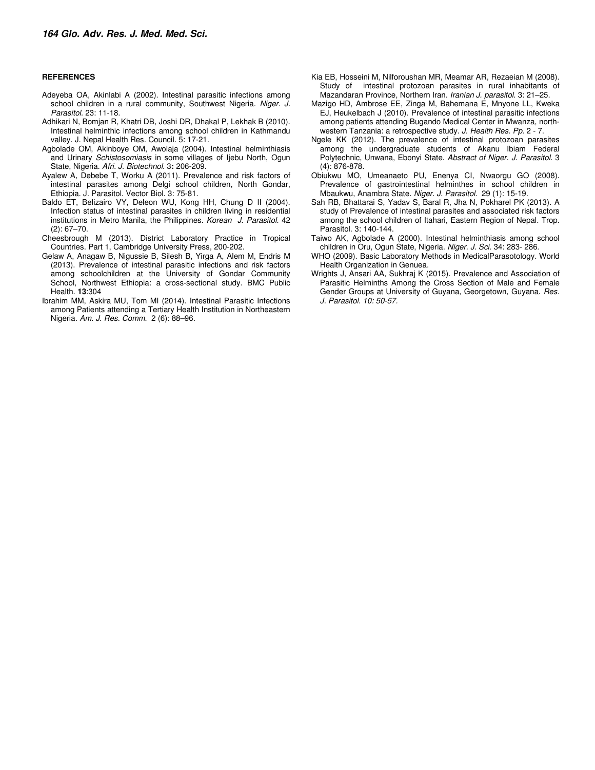**REFERENCES**

Adeyeba OA, Akinlabi A (2002). Intestinal parasitic infections among school children in a rural community, Southwest Nigeria. *Niger. J. Parasitol.* 23: 11-18.

Adhikari N, Bomjan R, Khatri DB, Joshi DR, Dhakal P, Lekhak B (2010). Intestinal helminthic infections among school children in Kathmandu valley. J. Nepal Health Res. Council. 5: 17-21.

Agbolade OM, Akinboye OM, Awolaja (2004). Intestinal helminthiasis and Urinary *Schistosomiasis* in some villages of Ijebu North, Ogun State, Nigeria. *Afri. J. Biotechnol.* 3**:** 206-209.

Ayalew A, Debebe T, Worku A (2011). Prevalence and risk factors of intestinal parasites among Delgi school children, North Gondar, Ethiopia. J. Parasitol. Vector Biol. 3: 75-81.

Baldo ET, Belizairo VY, Deleon WU, Kong HH, Chung D II (2004). Infection status of intestinal parasites in children living in residential institutions in Metro Manila, the Philippines. *Korean J. Parasitol.* 42 (2): 67–70.

Cheesbrough M (2013). District Laboratory Practice in Tropical Countries. Part 1, Cambridge University Press, 200-202.

Gelaw A, Anagaw B, Nigussie B, Silesh B, Yirga A, Alem M, Endris M (2013). Prevalence of intestinal parasitic infections and risk factors among schoolchildren at the University of Gondar Community School, Northwest Ethiopia: a cross-sectional study. BMC Public Health. **13**:304

Ibrahim MM, Askira MU, Tom MI (2014). Intestinal Parasitic Infections among Patients attending a Tertiary Health Institution in Northeastern Nigeria. *Am. J. Res. Comm.* 2 (6): 88–96.

Kia EB, Hosseini M, Nilforoushan MR, Meamar AR, Rezaeian M (2008). Study of intestinal protozoan parasites in rural inhabitants of Mazandaran Province, Northern Iran. *Iranian J. parasitol.* 3: 21–25.

Mazigo HD, Ambrose EE, Zinga M, Bahemana E, Mnyone LL, Kweka EJ, Heukelbach J (2010). Prevalence of intestinal parasitic infections among patients attending Bugando Medical Center in Mwanza, north-western Tanzania: a retrospective study. *J. Health Res. Pp.* 2 - 7.

Ngele KK (2012). The prevalence of intestinal protozoan parasites among the undergraduate students of Akanu Ibiam Federal Polytechnic, Unwana, Ebonyi State. *Abstract of Niger. J. Parasitol.* 3 (4): 876-878.

Obiukwu MO, Umeanaeto PU, Enenya CI, Nwaorgu GO (2008). Prevalence of gastrointestinal helminthes in school children in Mbaukwu, Anambra State. *Niger. J. Parasitol.* 29 (1): 15-19.

Sah RB, Bhattarai S, Yadav S, Baral R, Jha N, Pokharel PK (2013). A study of Prevalence of intestinal parasites and associated risk factors among the school children of Itahari, Eastern Region of Nepal. Trop. Parasitol. 3: 140-144.

Taiwo AK, Agbolade A (2000). Intestinal helminthiasis among school children in Oru, Ogun State, Nigeria. *Niger. J. Sci.* 34: 283- 286.

WHO (2009). Basic Laboratory Methods in MedicalParasotology. World Health Organization in Genuea.

Wrights J, Ansari AA, Sukhraj K (2015). Prevalence and Association of Parasitic Helminths Among the Cross Section of Male and Female Gender Groups at University of Guyana, Georgetown, Guyana. *Res. J. Parasitol. 10: 50-57.*